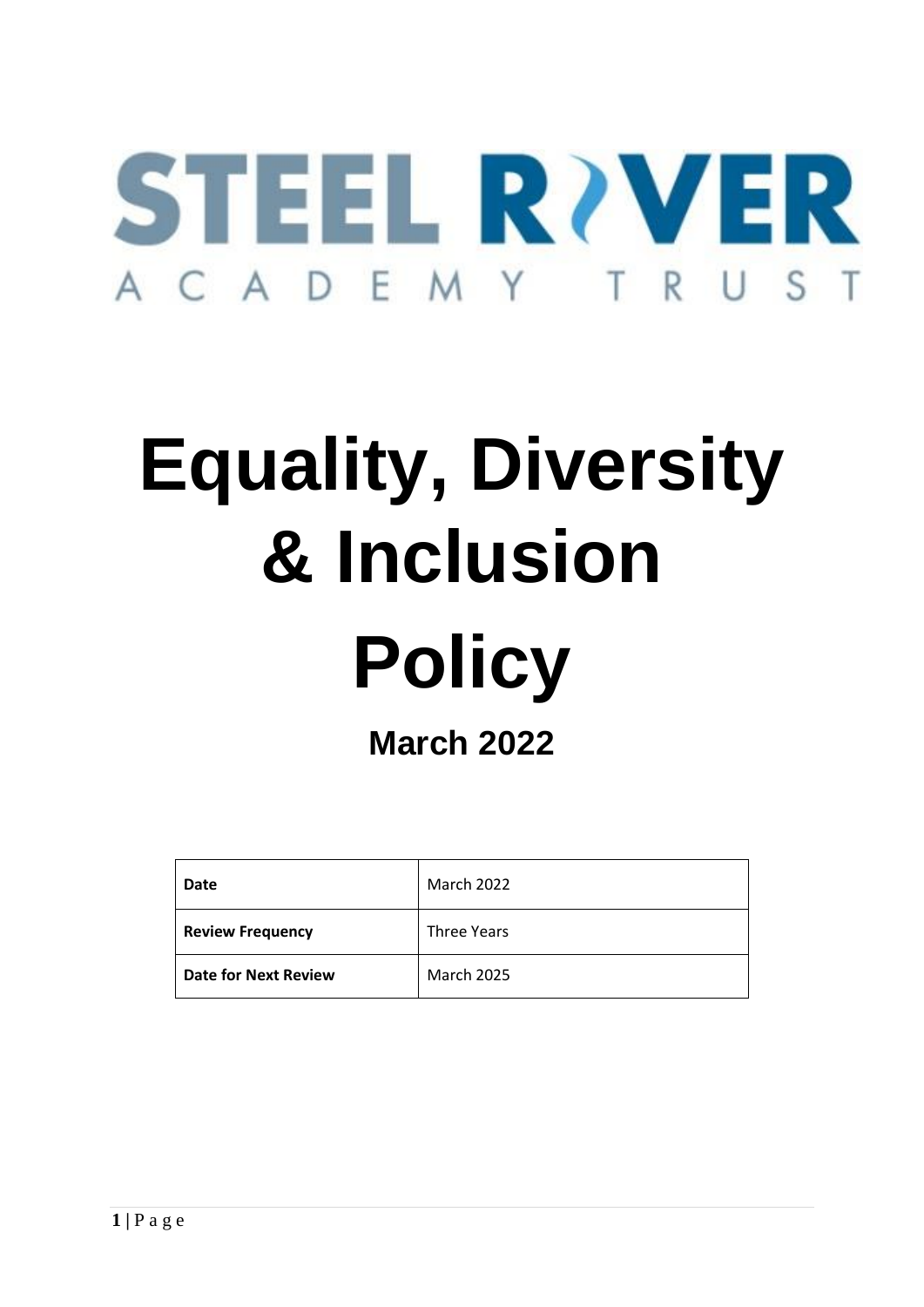STEEL RIVER

ACADEMY TRUST

# Equality, Diversity & Inclusion Policy

## March 2022

| Date | March 2022 |
| --- | --- |
| Review Frequency | Three Years |
| Date for Next Review | March 2025 |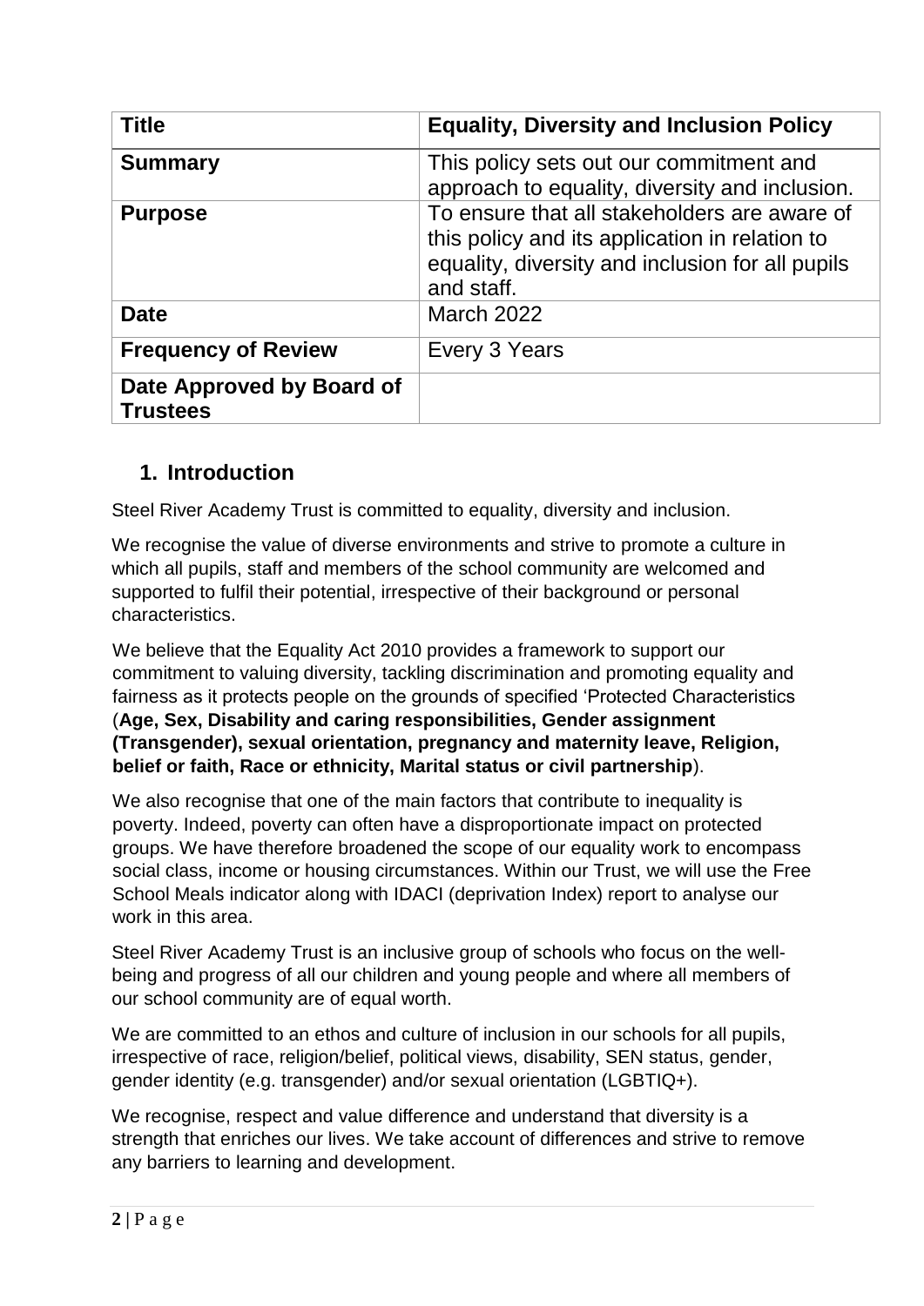| Title | Equality, Diversity and Inclusion Policy |
|---|---|
| **Summary** | This policy sets out our commitment and approach to equality, diversity and inclusion. |
| **Purpose** | To ensure that all stakeholders are aware of this policy and its application in relation to equality, diversity and inclusion for all pupils and staff. |
| **Date** | March 2022 |
| **Frequency of Review** | Every 3 Years |
| **Date Approved by Board of Trustees** | |

## 1. Introduction

Steel River Academy Trust is committed to equality, diversity and inclusion.

We recognise the value of diverse environments and strive to promote a culture in which all pupils, staff and members of the school community are welcomed and supported to fulfil their potential, irrespective of their background or personal characteristics.

We believe that the Equality Act 2010 provides a framework to support our commitment to valuing diversity, tackling discrimination and promoting equality and fairness as it protects people on the grounds of specified 'Protected Characteristics (**Age, Sex, Disability and caring responsibilities, Gender assignment (Transgender), sexual orientation, pregnancy and maternity leave, Religion, belief or faith, Race or ethnicity, Marital status or civil partnership**).

We also recognise that one of the main factors that contribute to inequality is poverty. Indeed, poverty can often have a disproportionate impact on protected groups. We have therefore broadened the scope of our equality work to encompass social class, income or housing circumstances. Within our Trust, we will use the Free School Meals indicator along with IDACI (deprivation Index) report to analyse our work in this area.

Steel River Academy Trust is an inclusive group of schools who focus on the well-being and progress of all our children and young people and where all members of our school community are of equal worth.

We are committed to an ethos and culture of inclusion in our schools for all pupils, irrespective of race, religion/belief, political views, disability, SEN status, gender, gender identity (e.g. transgender) and/or sexual orientation (LGBTIQ+).

We recognise, respect and value difference and understand that diversity is a strength that enriches our lives. We take account of differences and strive to remove any barriers to learning and development.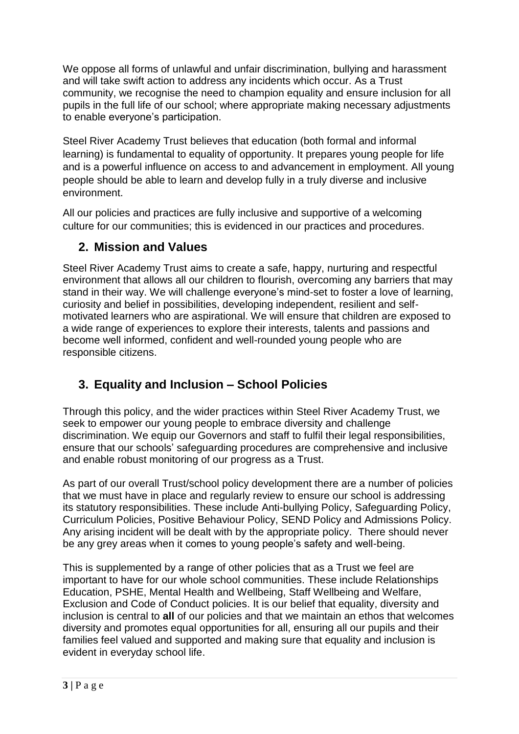We oppose all forms of unlawful and unfair discrimination, bullying and harassment and will take swift action to address any incidents which occur. As a Trust community, we recognise the need to champion equality and ensure inclusion for all pupils in the full life of our school; where appropriate making necessary adjustments to enable everyone's participation.

Steel River Academy Trust believes that education (both formal and informal learning) is fundamental to equality of opportunity. It prepares young people for life and is a powerful influence on access to and advancement in employment. All young people should be able to learn and develop fully in a truly diverse and inclusive environment.

All our policies and practices are fully inclusive and supportive of a welcoming culture for our communities; this is evidenced in our practices and procedures.

## 2. Mission and Values

Steel River Academy Trust aims to create a safe, happy, nurturing and respectful environment that allows all our children to flourish, overcoming any barriers that may stand in their way. We will challenge everyone's mind-set to foster a love of learning, curiosity and belief in possibilities, developing independent, resilient and self-motivated learners who are aspirational. We will ensure that children are exposed to a wide range of experiences to explore their interests, talents and passions and become well informed, confident and well-rounded young people who are responsible citizens.

## 3. Equality and Inclusion – School Policies

Through this policy, and the wider practices within Steel River Academy Trust, we seek to empower our young people to embrace diversity and challenge discrimination. We equip our Governors and staff to fulfil their legal responsibilities, ensure that our schools' safeguarding procedures are comprehensive and inclusive and enable robust monitoring of our progress as a Trust.

As part of our overall Trust/school policy development there are a number of policies that we must have in place and regularly review to ensure our school is addressing its statutory responsibilities. These include Anti-bullying Policy, Safeguarding Policy, Curriculum Policies, Positive Behaviour Policy, SEND Policy and Admissions Policy. Any arising incident will be dealt with by the appropriate policy. There should never be any grey areas when it comes to young people's safety and well-being.

This is supplemented by a range of other policies that as a Trust we feel are important to have for our whole school communities. These include Relationships Education, PSHE, Mental Health and Wellbeing, Staff Wellbeing and Welfare, Exclusion and Code of Conduct policies. It is our belief that equality, diversity and inclusion is central to **all** of our policies and that we maintain an ethos that welcomes diversity and promotes equal opportunities for all, ensuring all our pupils and their families feel valued and supported and making sure that equality and inclusion is evident in everyday school life.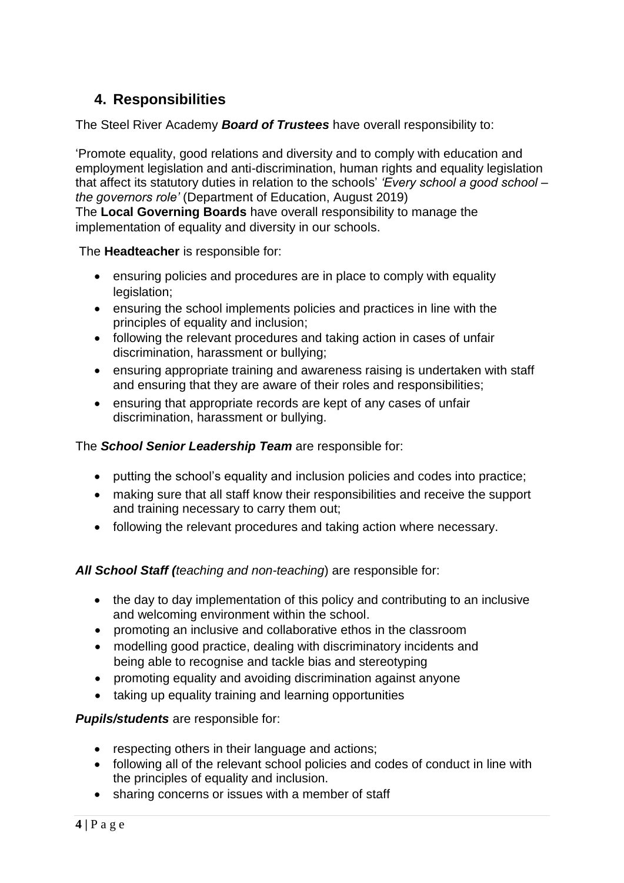## 4. Responsibilities

The Steel River Academy ***Board of Trustees*** have overall responsibility to:

'Promote equality, good relations and diversity and to comply with education and employment legislation and anti-discrimination, human rights and equality legislation that affect its statutory duties in relation to the schools' *'Every school a good school – the governors role'* (Department of Education, August 2019)
The **Local Governing Boards** have overall responsibility to manage the implementation of equality and diversity in our schools.

The **Headteacher** is responsible for:

- ensuring policies and procedures are in place to comply with equality legislation;
- ensuring the school implements policies and practices in line with the principles of equality and inclusion;
- following the relevant procedures and taking action in cases of unfair discrimination, harassment or bullying;
- ensuring appropriate training and awareness raising is undertaken with staff and ensuring that they are aware of their roles and responsibilities;
- ensuring that appropriate records are kept of any cases of unfair discrimination, harassment or bullying.

The ***School Senior Leadership Team*** are responsible for:

- putting the school's equality and inclusion policies and codes into practice;
- making sure that all staff know their responsibilities and receive the support and training necessary to carry them out;
- following the relevant procedures and taking action where necessary.

***All School Staff (****teaching and non-teaching*) are responsible for:

- the day to day implementation of this policy and contributing to an inclusive and welcoming environment within the school.
- promoting an inclusive and collaborative ethos in the classroom
- modelling good practice, dealing with discriminatory incidents and being able to recognise and tackle bias and stereotyping
- promoting equality and avoiding discrimination against anyone
- taking up equality training and learning opportunities

***Pupils/students*** are responsible for:

- respecting others in their language and actions;
- following all of the relevant school policies and codes of conduct in line with the principles of equality and inclusion.
- sharing concerns or issues with a member of staff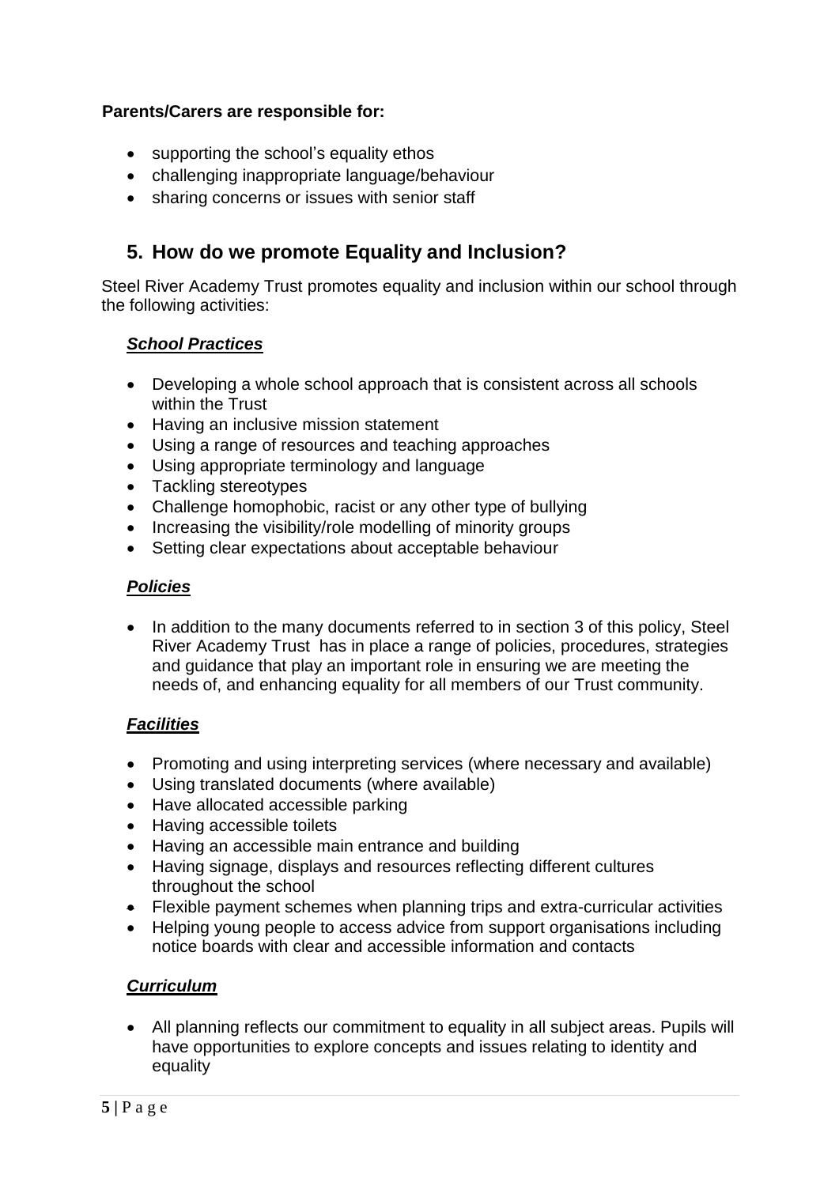**Parents/Carers are responsible for:**

- supporting the school's equality ethos
- challenging inappropriate language/behaviour
- sharing concerns or issues with senior staff

## 5. How do we promote Equality and Inclusion?

Steel River Academy Trust promotes equality and inclusion within our school through the following activities:

***School Practices***

- Developing a whole school approach that is consistent across all schools within the Trust
- Having an inclusive mission statement
- Using a range of resources and teaching approaches
- Using appropriate terminology and language
- Tackling stereotypes
- Challenge homophobic, racist or any other type of bullying
- Increasing the visibility/role modelling of minority groups
- Setting clear expectations about acceptable behaviour

***Policies***

- In addition to the many documents referred to in section 3 of this policy, Steel River Academy Trust has in place a range of policies, procedures, strategies and guidance that play an important role in ensuring we are meeting the needs of, and enhancing equality for all members of our Trust community.

***Facilities***

- Promoting and using interpreting services (where necessary and available)
- Using translated documents (where available)
- Have allocated accessible parking
- Having accessible toilets
- Having an accessible main entrance and building
- Having signage, displays and resources reflecting different cultures throughout the school
- Flexible payment schemes when planning trips and extra-curricular activities
- Helping young people to access advice from support organisations including notice boards with clear and accessible information and contacts

***Curriculum***

- All planning reflects our commitment to equality in all subject areas. Pupils will have opportunities to explore concepts and issues relating to identity and equality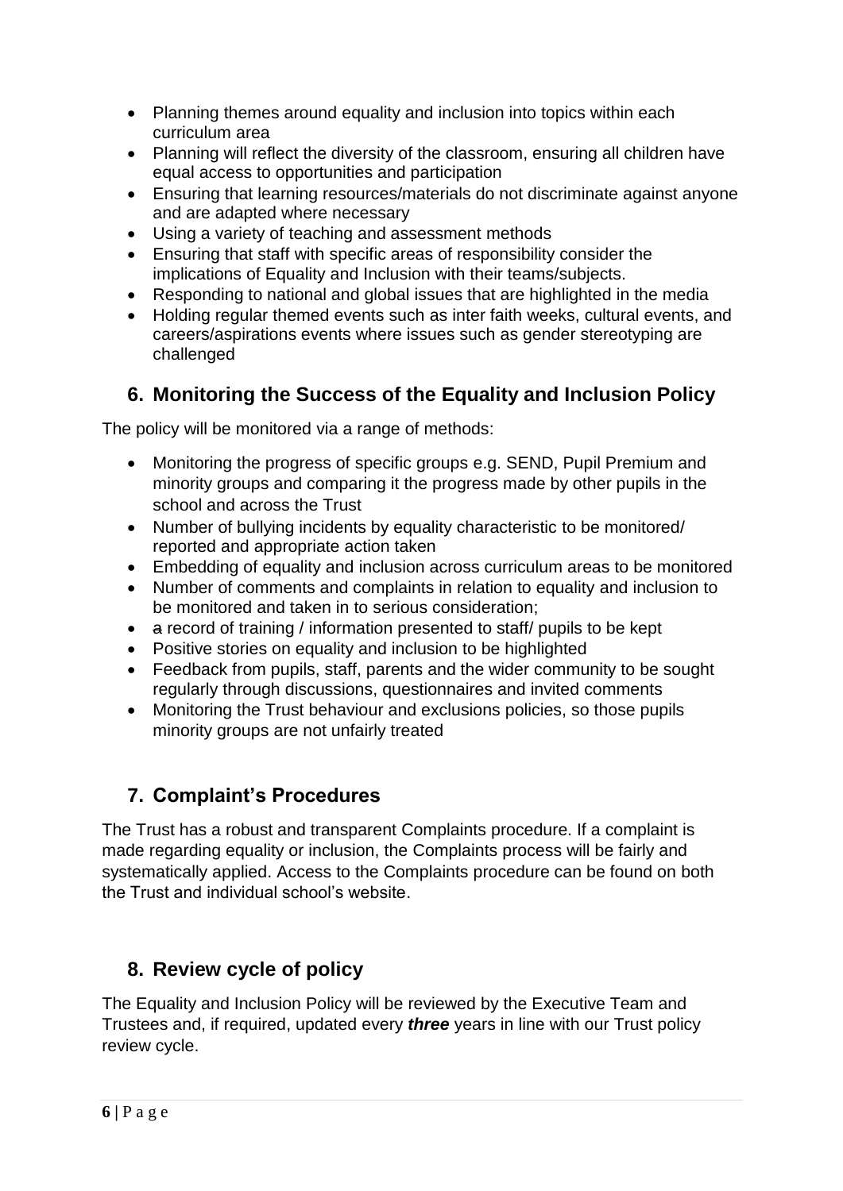- Planning themes around equality and inclusion into topics within each curriculum area
- Planning will reflect the diversity of the classroom, ensuring all children have equal access to opportunities and participation
- Ensuring that learning resources/materials do not discriminate against anyone and are adapted where necessary
- Using a variety of teaching and assessment methods
- Ensuring that staff with specific areas of responsibility consider the implications of Equality and Inclusion with their teams/subjects.
- Responding to national and global issues that are highlighted in the media
- Holding regular themed events such as inter faith weeks, cultural events, and careers/aspirations events where issues such as gender stereotyping are challenged

## 6. Monitoring the Success of the Equality and Inclusion Policy

The policy will be monitored via a range of methods:

- Monitoring the progress of specific groups e.g. SEND, Pupil Premium and minority groups and comparing it the progress made by other pupils in the school and across the Trust
- Number of bullying incidents by equality characteristic to be monitored/ reported and appropriate action taken
- Embedding of equality and inclusion across curriculum areas to be monitored
- Number of comments and complaints in relation to equality and inclusion to be monitored and taken in to serious consideration;
- ~~a~~ record of training / information presented to staff/ pupils to be kept
- Positive stories on equality and inclusion to be highlighted
- Feedback from pupils, staff, parents and the wider community to be sought regularly through discussions, questionnaires and invited comments
- Monitoring the Trust behaviour and exclusions policies, so those pupils minority groups are not unfairly treated

## 7. Complaint's Procedures

The Trust has a robust and transparent Complaints procedure. If a complaint is made regarding equality or inclusion, the Complaints process will be fairly and systematically applied. Access to the Complaints procedure can be found on both the Trust and individual school's website.

## 8. Review cycle of policy

The Equality and Inclusion Policy will be reviewed by the Executive Team and Trustees and, if required, updated every ***three*** years in line with our Trust policy review cycle.